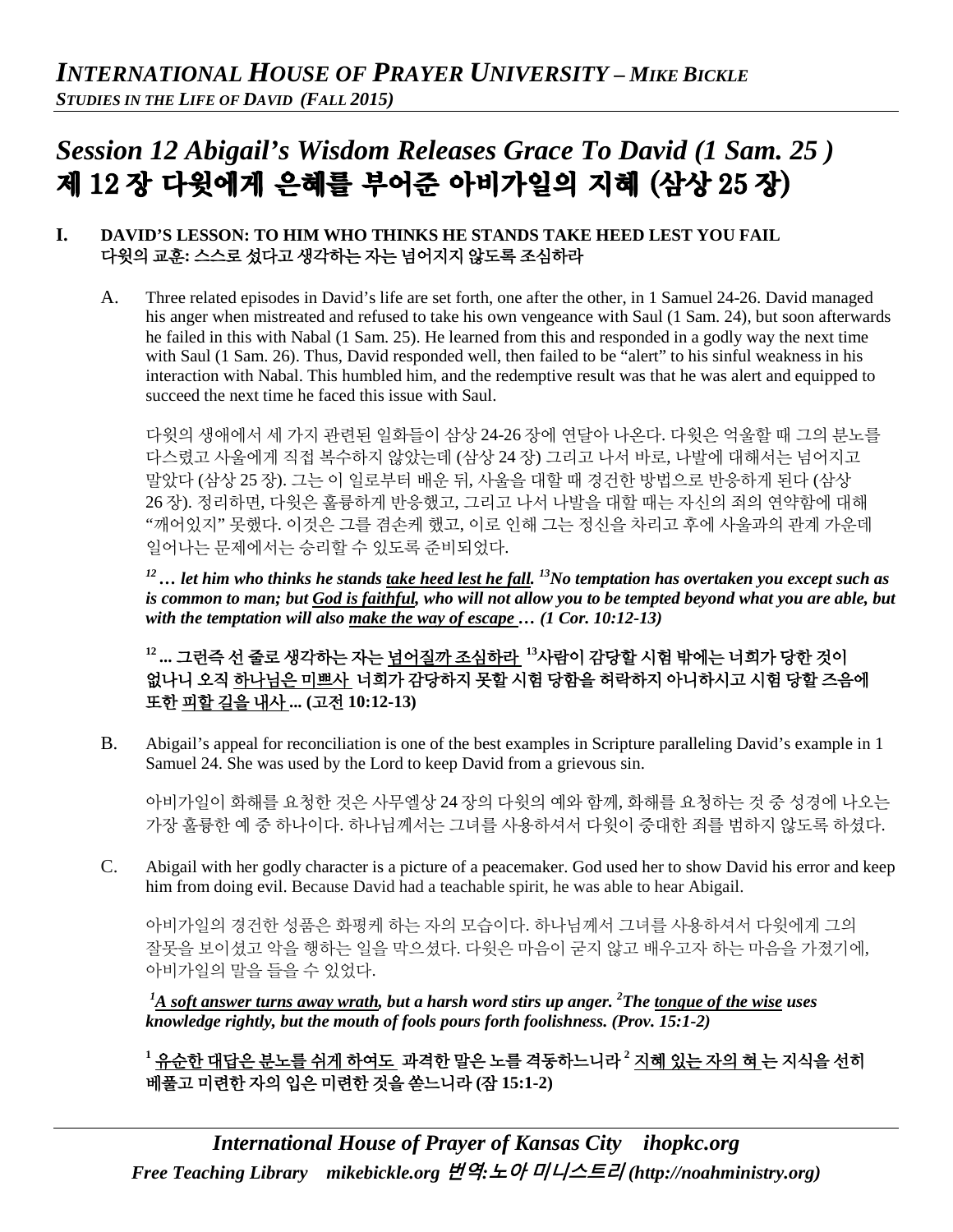# Session 12 Abigail's Wisdom Releases Grace To David (1 Sam. 25 )
# 제 12 장 다윗에게 은혜를 부어준 아비가일의 지혜 (삼상 25 장)

## I. DAVID'S LESSON: TO HIM WHO THINKS HE STANDS TAKE HEED LEST YOU FAIL 다윗의 교훈: 스스로 섰다고 생각하는 자는 넘어지지 않도록 조심하라

A. Three related episodes in David's life are set forth, one after the other, in 1 Samuel 24-26. David managed his anger when mistreated and refused to take his own vengeance with Saul (1 Sam. 24), but soon afterwards he failed in this with Nabal (1 Sam. 25). He learned from this and responded in a godly way the next time with Saul (1 Sam. 26). Thus, David responded well, then failed to be "alert" to his sinful weakness in his interaction with Nabal. This humbled him, and the redemptive result was that he was alert and equipped to succeed the next time he faced this issue with Saul.

다윗의 생애에서 세 가지 관련된 일화들이 삼상 24-26 장에 연달아 나온다. 다윗은 억울할 때 그의 분노를 다스렸고 사울에게 직접 복수하지 않았는데 (삼상 24 장) 그리고 나서 바로, 나발에 대해서는 넘어지고 말았다 (삼상 25 장). 그는 이 일로부터 배운 뒤, 사울을 대할 때 경건한 방법으로 반응하게 된다 (삼상 26 장). 정리하면, 다윗은 훌륭하게 반응했고, 그리고 나서 나발을 대할 때는 자신의 죄의 연약함에 대해 "깨어있지" 못했다. 이것은 그를 겸손케 했고, 이로 인해 그는 정신을 차리고 후에 사울과의 관계 가운데 일어나는 문제에서는 승리할 수 있도록 준비되었다.

***[12] … let him who thinks he stands <u>take heed lest he fall</u>. [13]No temptation has overtaken you except such as is common to man; but <u>God is faithful</u>, who will not allow you to be tempted beyond what you are able, but with the temptation will also <u>make the way of escape</u> … (1 Cor. 10:12-13)***

**[12] ... 그런즉 선 줄로 생각하는 자는 <u>넘어질까 조심하라</u> [13]사람이 감당할 시험 밖에는 너희가 당한 것이 없나니 오직 <u>하나님은 미쁘사</u> 너희가 감당하지 못할 시험 당함을 허락하지 아니하시고 시험 당할 즈음에 또한 <u>피할 길을 내사</u> ... (고전 10:12-13)**

B. Abigail's appeal for reconciliation is one of the best examples in Scripture paralleling David's example in 1 Samuel 24. She was used by the Lord to keep David from a grievous sin.

아비가일이 화해를 요청한 것은 사무엘상 24 장의 다윗의 예와 함께, 화해를 요청하는 것 중 성경에 나오는 가장 훌륭한 예 중 하나이다. 하나님께서는 그녀를 사용하셔서 다윗이 중대한 죄를 범하지 않도록 하셨다.

C. Abigail with her godly character is a picture of a peacemaker. God used her to show David his error and keep him from doing evil. Because David had a teachable spirit, he was able to hear Abigail.

아비가일의 경건한 성품은 화평케 하는 자의 모습이다. 하나님께서 그녀를 사용하셔서 다윗에게 그의 잘못을 보이셨고 악을 행하는 일을 막으셨다. 다윗은 마음이 굳지 않고 배우고자 하는 마음을 가졌기에, 아비가일의 말을 들을 수 있었다.

***[1]<u>A soft answer turns away wrath</u>, but a harsh word stirs up anger. [2]The <u>tongue of the wise</u> uses knowledge rightly, but the mouth of fools pours forth foolishness. (Prov. 15:1-2)***

**[1] <u>유순한 대답은 분노를 쉬게 하여도</u> 과격한 말은 노를 격동하느니라 [2] <u>지혜 있는 자의 혀</u> 는 지식을 선히 베풀고 미련한 자의 입은 미련한 것을 쏟느니라 (잠 15:1-2)**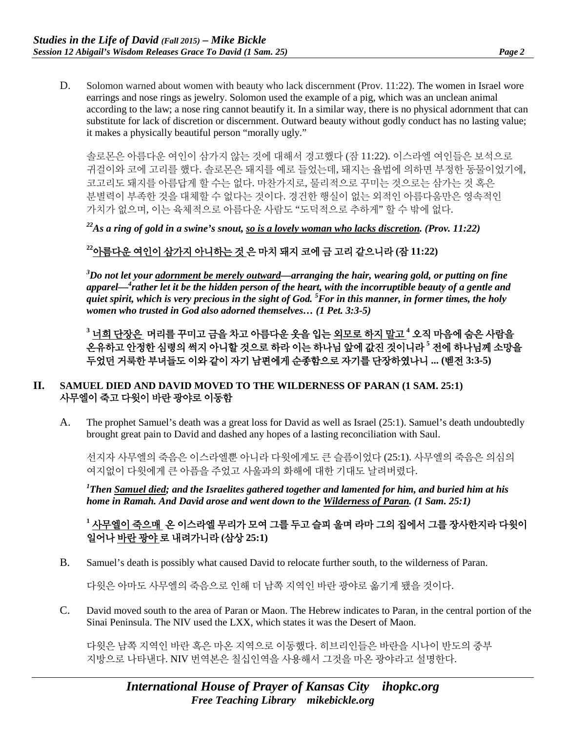D. Solomon warned about women with beauty who lack discernment (Prov. 11:22). The women in Israel wore earrings and nose rings as jewelry. Solomon used the example of a pig, which was an unclean animal according to the law; a nose ring cannot beautify it. In a similar way, there is no physical adornment that can substitute for lack of discretion or discernment. Outward beauty without godly conduct has no lasting value; it makes a physically beautiful person "morally ugly."

솔로몬은 아름다운 여인이 삼가지 않는 것에 대해서 경고했다 (잠 11:22). 이스라엘 여인들은 보석으로 귀걸이와 코에 고리를 했다. 솔로몬은 돼지를 예로 들었는데, 돼지는 율법에 의하면 부정한 동물이었기에, 코고리도 돼지를 아름답게 할 수는 없다. 마찬가지로, 물리적으로 꾸미는 것으로는 삼가는 것 혹은 분별력이 부족한 것을 대체할 수 없다는 것이다. 경건한 행실이 없는 외적인 아름다움만은 영속적인 가치가 없으며, 이는 육체적으로 아름다운 사람도 "도덕적으로 추하게" 할 수 밖에 없다.

***[22]As a ring of gold in a swine's snout, <u>so is a lovely woman who lacks discretion</u>. (Prov. 11:22)***

**[22]<u>아름다운 여인이 삼가지 아니하는 것</u>은 마치 돼지 코에 금 고리 같으니라 (잠 11:22)**

***[3]Do not let your <u>adornment be merely outward</u>—arranging the hair, wearing gold, or putting on fine apparel—[4]rather let it be the hidden person of the heart, with the incorruptible beauty of a gentle and quiet spirit, which is very precious in the sight of God. [5]For in this manner, in former times, the holy women who trusted in God also adorned themselves… (1 Pet. 3:3-5)***

**[3] <u>너희 단장은</u> 머리를 꾸미고 금을 차고 아름다운 옷을 입는 <u>외모로 하지 말고</u> [4] 오직 마음에 숨은 사람을 온유하고 안정한 심령의 썩지 아니할 것으로 하라 이는 하나님 앞에 값진 것이니라 [5] 전에 하나님께 소망을 두었던 거룩한 부녀들도 이와 같이 자기 남편에게 순종함으로 자기를 단장하였나니 ... (벧전 3:3-5)**

## II. SAMUEL DIED AND DAVID MOVED TO THE WILDERNESS OF PARAN (1 SAM. 25:1)
## 사무엘이 죽고 다윗이 바란 광야로 이동함

A. The prophet Samuel's death was a great loss for David as well as Israel (25:1). Samuel's death undoubtedly brought great pain to David and dashed any hopes of a lasting reconciliation with Saul.

선지자 사무엘의 죽음은 이스라엘뿐 아니라 다윗에게도 큰 슬픔이었다 (25:1). 사무엘의 죽음은 의심의 여지없이 다윗에게 큰 아픔을 주었고 사울과의 화해에 대한 기대도 날려버렸다.

***[1]Then <u>Samuel died</u>; and the Israelites gathered together and lamented for him, and buried him at his home in Ramah. And David arose and went down to the <u>Wilderness of Paran</u>. (1 Sam. 25:1)***

**[1] <u>사무엘이 죽으매</u> 온 이스라엘 무리가 모여 그를 두고 슬피 울며 라마 그의 집에서 그를 장사한지라 다윗이 일어나 <u>바란 광야</u>로 내려가니라 (삼상 25:1)**

B. Samuel's death is possibly what caused David to relocate further south, to the wilderness of Paran.

다윗은 아마도 사무엘의 죽음으로 인해 더 남쪽 지역인 바란 광야로 옮기게 됐을 것이다.

C. David moved south to the area of Paran or Maon. The Hebrew indicates to Paran, in the central portion of the Sinai Peninsula. The NIV used the LXX, which states it was the Desert of Maon.

다윗은 남쪽 지역인 바란 혹은 마온 지역으로 이동했다. 히브리인들은 바란을 시나이 반도의 중부 지방으로 나타낸다. NIV 번역본은 칠십인역을 사용해서 그것을 마온 광야라고 설명한다.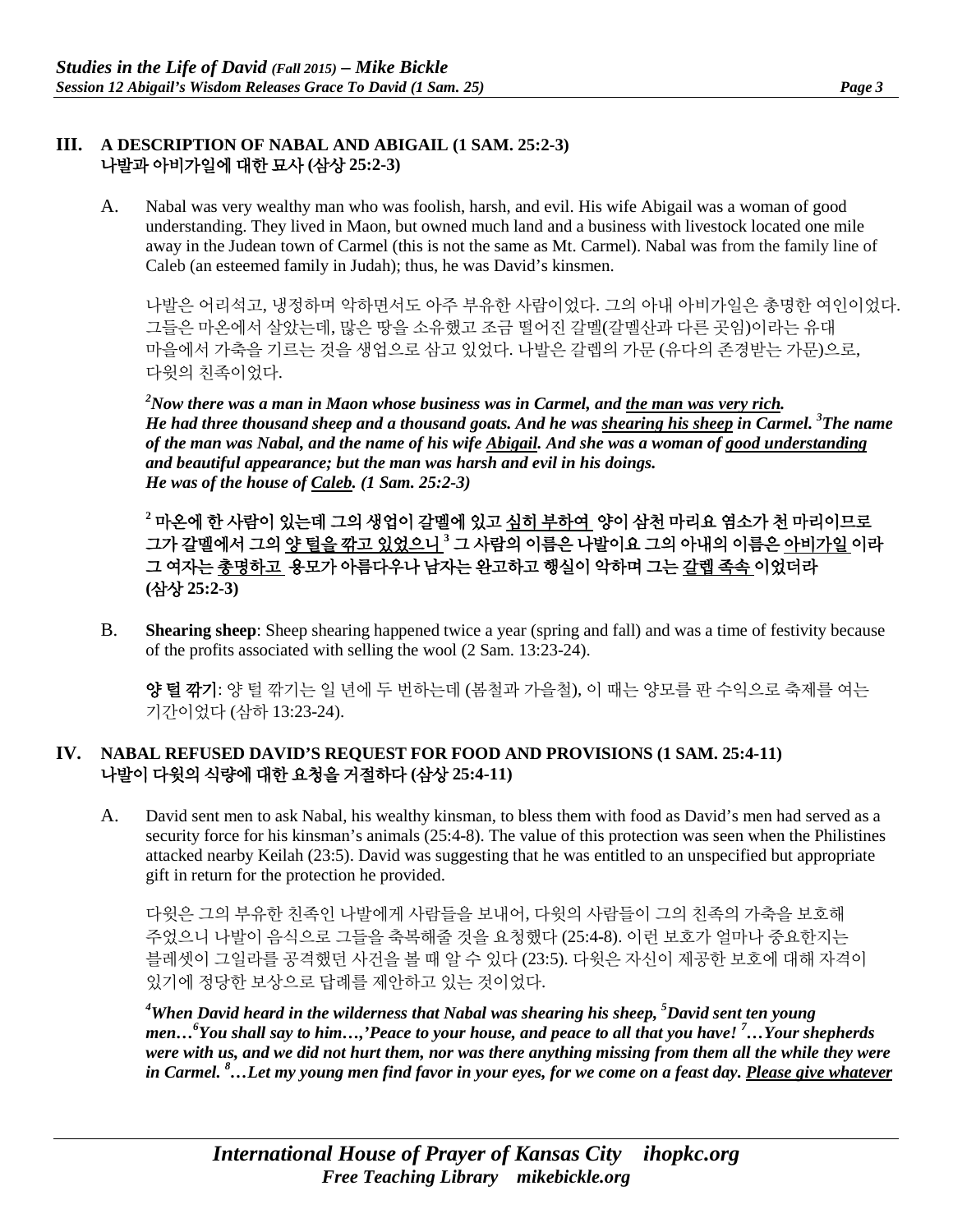## III. A DESCRIPTION OF NABAL AND ABIGAIL (1 SAM. 25:2-3)
## 나발과 아비가일에 대한 묘사 (삼상 25:2-3)

A. Nabal was very wealthy man who was foolish, harsh, and evil. His wife Abigail was a woman of good understanding. They lived in Maon, but owned much land and a business with livestock located one mile away in the Judean town of Carmel (this is not the same as Mt. Carmel). Nabal was from the family line of Caleb (an esteemed family in Judah); thus, he was David's kinsmen.

나발은 어리석고, 냉정하며 악하면서도 아주 부유한 사람이었다. 그의 아내 아비가일은 총명한 여인이었다. 그들은 마온에서 살았는데, 많은 땅을 소유했고 조금 떨어진 갈멜(갈멜산과 다른 곳임)이라는 유대 마을에서 가축을 기르는 것을 생업으로 삼고 있었다. 나발은 갈렙의 가문 (유다의 존경받는 가문)으로, 다윗의 친족이었다.

***[2]Now there was a man in Maon whose business was in Carmel, and <u>the man was very rich</u>. He had three thousand sheep and a thousand goats. And he was <u>shearing his sheep</u> in Carmel. [3]The name of the man was Nabal, and the name of his wife <u>Abigail</u>. And she was a woman of <u>good understanding</u> and beautiful appearance; but the man was harsh and evil in his doings. He was of the house of <u>Caleb</u>. (1 Sam. 25:2-3)***

**[2] 마온에 한 사람이 있는데 그의 생업이 갈멜에 있고 <u>심히 부하여</u> 양이 삼천 마리요 염소가 천 마리이므로 그가 갈멜에서 그의 <u>양 털을 깎고 있었으니</u> [3] 그 사람의 이름은 나발이요 그의 아내의 이름은 <u>아비가일</u> 이라 그 여자는 <u>총명하고</u> 용모가 아름다우나 남자는 완고하고 행실이 악하며 그는 <u>갈렙 족속</u> 이었더라 (삼상 25:2-3)**

B. **Shearing sheep**: Sheep shearing happened twice a year (spring and fall) and was a time of festivity because of the profits associated with selling the wool (2 Sam. 13:23-24).

**양 털 깎기**: 양 털 깎기는 일 년에 두 번하는데 (봄철과 가을철), 이 때는 양모를 판 수익으로 축제를 여는 기간이었다 (삼하 13:23-24).

## IV. NABAL REFUSED DAVID'S REQUEST FOR FOOD AND PROVISIONS (1 SAM. 25:4-11)
## 나발이 다윗의 식량에 대한 요청을 거절하다 (삼상 25:4-11)

A. David sent men to ask Nabal, his wealthy kinsman, to bless them with food as David's men had served as a security force for his kinsman's animals (25:4-8). The value of this protection was seen when the Philistines attacked nearby Keilah (23:5). David was suggesting that he was entitled to an unspecified but appropriate gift in return for the protection he provided.

다윗은 그의 부유한 친족인 나발에게 사람들을 보내어, 다윗의 사람들이 그의 친족의 가축을 보호해 주었으니 나발이 음식으로 그들을 축복해줄 것을 요청했다 (25:4-8). 이런 보호가 얼마나 중요한지는 블레셋이 그일라를 공격했던 사건을 볼 때 알 수 있다 (23:5). 다윗은 자신이 제공한 보호에 대해 자격이 있기에 정당한 보상으로 답례를 제안하고 있는 것이었다.

***[4]When David heard in the wilderness that Nabal was shearing his sheep, [5]David sent ten young men…[6]You shall say to him…,'Peace to your house, and peace to all that you have! [7]…Your shepherds were with us, and we did not hurt them, nor was there anything missing from them all the while they were in Carmel. [8]…Let my young men find favor in your eyes, for we come on a feast day. <u>Please give whatever</u>***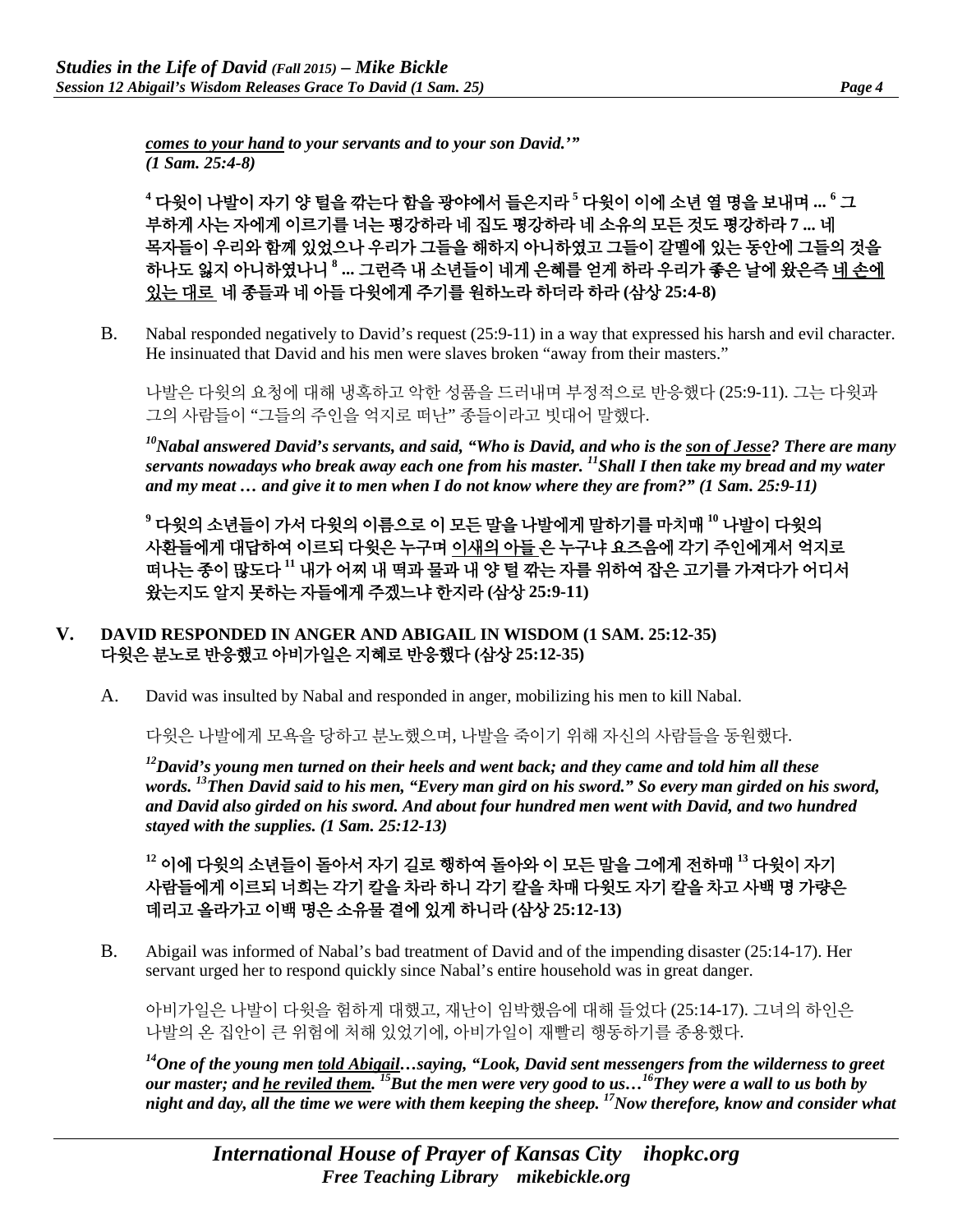***comes to your hand** to your servants and to your son David.'" (1 Sam. 25:4-8)*

**[4] 다윗이 나발이 자기 양 털을 깎는다 함을 광야에서 들은지라 [5] 다윗이 이에 소년 열 명을 보내며 ... [6] 그 부하게 사는 자에게 이르기를 너는 평강하라 네 집도 평강하라 네 소유의 모든 것도 평강하라 7 ... 네 목자들이 우리와 함께 있었으나 우리가 그들을 해하지 아니하였고 그들이 갈멜에 있는 동안에 그들의 것을 하나도 잃지 아니하였나니 [8] ... 그런즉 내 소년들이 네게 은혜를 얻게 하라 우리가 좋은 날에 왔은즉 <u>네 손에 있는 대로</u> 네 종들과 네 아들 다윗에게 주기를 원하노라 하더라 하라 (삼상 25:4-8)**

B. Nabal responded negatively to David's request (25:9-11) in a way that expressed his harsh and evil character. He insinuated that David and his men were slaves broken "away from their masters."

나발은 다윗의 요청에 대해 냉혹하고 악한 성품을 드러내며 부정적으로 반응했다 (25:9-11). 그는 다윗과 그의 사람들이 "그들의 주인을 억지로 떠난" 종들이라고 빗대어 말했다.

***[10]Nabal answered David's servants, and said, "Who is David, and who is the <u>son of Jesse</u>? There are many servants nowadays who break away each one from his master. [11]Shall I then take my bread and my water and my meat … and give it to men when I do not know where they are from?" (1 Sam. 25:9-11)***

**[9] 다윗의 소년들이 가서 다윗의 이름으로 이 모든 말을 나발에게 말하기를 마치매 [10] 나발이 다윗의 사환들에게 대답하여 이르되 다윗은 누구며 <u>이새의 아들</u> 은 누구냐 요즈음에 각기 주인에게서 억지로 떠나는 종이 많도다 [11] 내가 어찌 내 떡과 물과 내 양 털 깎는 자를 위하여 잡은 고기를 가져다가 어디서 왔는지도 알지 못하는 자들에게 주겠느냐 한지라 (삼상 25:9-11)**

## V. DAVID RESPONDED IN ANGER AND ABIGAIL IN WISDOM (1 SAM. 25:12-35)
## 다윗은 분노로 반응했고 아비가일은 지혜로 반응했다 (삼상 25:12-35)

A. David was insulted by Nabal and responded in anger, mobilizing his men to kill Nabal.

다윗은 나발에게 모욕을 당하고 분노했으며, 나발을 죽이기 위해 자신의 사람들을 동원했다.

***[12]David's young men turned on their heels and went back; and they came and told him all these words. [13]Then David said to his men, "Every man gird on his sword." So every man girded on his sword, and David also girded on his sword. And about four hundred men went with David, and two hundred stayed with the supplies. (1 Sam. 25:12-13)***

**[12] 이에 다윗의 소년들이 돌아서 자기 길로 행하여 돌아와 이 모든 말을 그에게 전하매 [13] 다윗이 자기 사람들에게 이르되 너희는 각기 칼을 차라 하니 각기 칼을 차매 다윗도 자기 칼을 차고 사백 명 가량은 데리고 올라가고 이백 명은 소유물 곁에 있게 하니라 (삼상 25:12-13)**

B. Abigail was informed of Nabal's bad treatment of David and of the impending disaster (25:14-17). Her servant urged her to respond quickly since Nabal's entire household was in great danger.

아비가일은 나발이 다윗을 험하게 대했고, 재난이 임박했음에 대해 들었다 (25:14-17). 그녀의 하인은 나발의 온 집안이 큰 위험에 처해 있었기에, 아비가일이 재빨리 행동하기를 종용했다.

***[14]One of the young men <u>told Abigail</u>…saying, "Look, David sent messengers from the wilderness to greet our master; and <u>he reviled them</u>. [15]But the men were very good to us…[16]They were a wall to us both by night and day, all the time we were with them keeping the sheep. [17]Now therefore, know and consider what***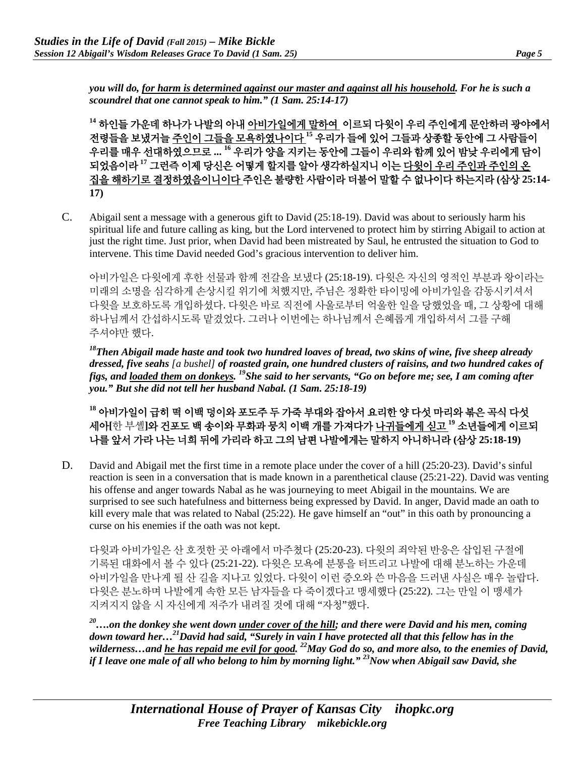*you will do, <u>for harm is determined against our master and against all his household</u>. For he is such a scoundrel that one cannot speak to him." (1 Sam. 25:14-17)*

**[14] 하인들 가운데 하나가 나발의 아내 <u>아비가일에게 말하여</u> 이르되 다윗이 우리 주인에게 문안하러 광야에서 전령들을 보냈거늘 <u>주인이 그들을 모욕하였나이다</u> [15] 우리가 들에 있어 그들과 상종할 동안에 그 사람들이 우리를 매우 선대하였으므로 ... [16] 우리가 양을 지키는 동안에 그들이 우리와 함께 있어 밤낮 우리에게 담이 되었음이라 [17] 그런즉 이제 당신은 어떻게 할지를 알아 생각하실지니 이는 <u>다윗이 우리 주인과 주인의 온 집을 해하기로 결정하였음이니이다</u> 주인은 불량한 사람이라 더불어 말할 수 없나이다 하는지라 (삼상 25:14-17)**

C. Abigail sent a message with a generous gift to David (25:18-19). David was about to seriously harm his spiritual life and future calling as king, but the Lord intervened to protect him by stirring Abigail to action at just the right time. Just prior, when David had been mistreated by Saul, he entrusted the situation to God to intervene. This time David needed God's gracious intervention to deliver him.

아비가일은 다윗에게 후한 선물과 함께 전갈을 보냈다 (25:18-19). 다윗은 자신의 영적인 부분과 왕이라는 미래의 소명을 심각하게 손상시킬 위기에 처했지만, 주님은 정확한 타이밍에 아비가일을 감동시키셔서 다윗을 보호하도록 개입하셨다. 다윗은 바로 직전에 사울로부터 억울한 일을 당했었을 때, 그 상황에 대해 하나님께서 간섭하시도록 맡겼었다. 그러나 이번에는 하나님께서 은혜롭게 개입하셔서 그를 구해 주셔야만 했다.

***[18]Then Abigail made haste and took two hundred loaves of bread, two skins of wine, five sheep already dressed, five seahs** [a bushel] **of roasted grain, one hundred clusters of raisins, and two hundred cakes of figs, and <u>loaded them on donkeys</u>. [19]She said to her servants, "Go on before me; see, I am coming after you." But she did not tell her husband Nabal. (1 Sam. 25:18-19)***

**[18] 아비가일이 급히 떡 이백 덩이와 포도주 두 가죽 부대와 잡아서 요리한 양 다섯 마리와 볶은 곡식 다섯 세아[**한 부셸**]와 건포도 백 송이와 무화과 뭉치 이백 개를 가져다가 <u>나귀들에게 싣고</u> [19] 소년들에게 이르되 나를 앞서 가라 나는 너희 뒤에 가리라 하고 그의 남편 나발에게는 말하지 아니하니라 (삼상 25:18-19)**

D. David and Abigail met the first time in a remote place under the cover of a hill (25:20-23). David's sinful reaction is seen in a conversation that is made known in a parenthetical clause (25:21-22). David was venting his offense and anger towards Nabal as he was journeying to meet Abigail in the mountains. We are surprised to see such hatefulness and bitterness being expressed by David. In anger, David made an oath to kill every male that was related to Nabal (25:22). He gave himself an "out" in this oath by pronouncing a curse on his enemies if the oath was not kept.

다윗과 아비가일은 산 호젓한 곳 아래에서 마주쳤다 (25:20-23). 다윗의 죄악된 반응은 삽입된 구절에 기록된 대화에서 볼 수 있다 (25:21-22). 다윗은 모욕에 분통을 터뜨리고 나발에 대해 분노하는 가운데 아비가일을 만나게 될 산 길을 지나고 있었다. 다윗이 이런 증오와 쓴 마음을 드러낸 사실은 매우 놀랍다. 다윗은 분노하며 나발에게 속한 모든 남자들을 다 죽이겠다고 맹세했다 (25:22). 그는 만일 이 맹세가 지켜지지 않을 시 자신에게 저주가 내려질 것에 대해 "자청"했다.

***[20]….on the donkey she went down <u>under cover of the hill</u>; and there were David and his men, coming down toward her…[21]David had said, "Surely in vain I have protected all that this fellow has in the wilderness…and <u>he has repaid me evil for good</u>. [22]May God do so, and more also, to the enemies of David, if I leave one male of all who belong to him by morning light." [23]Now when Abigail saw David, she***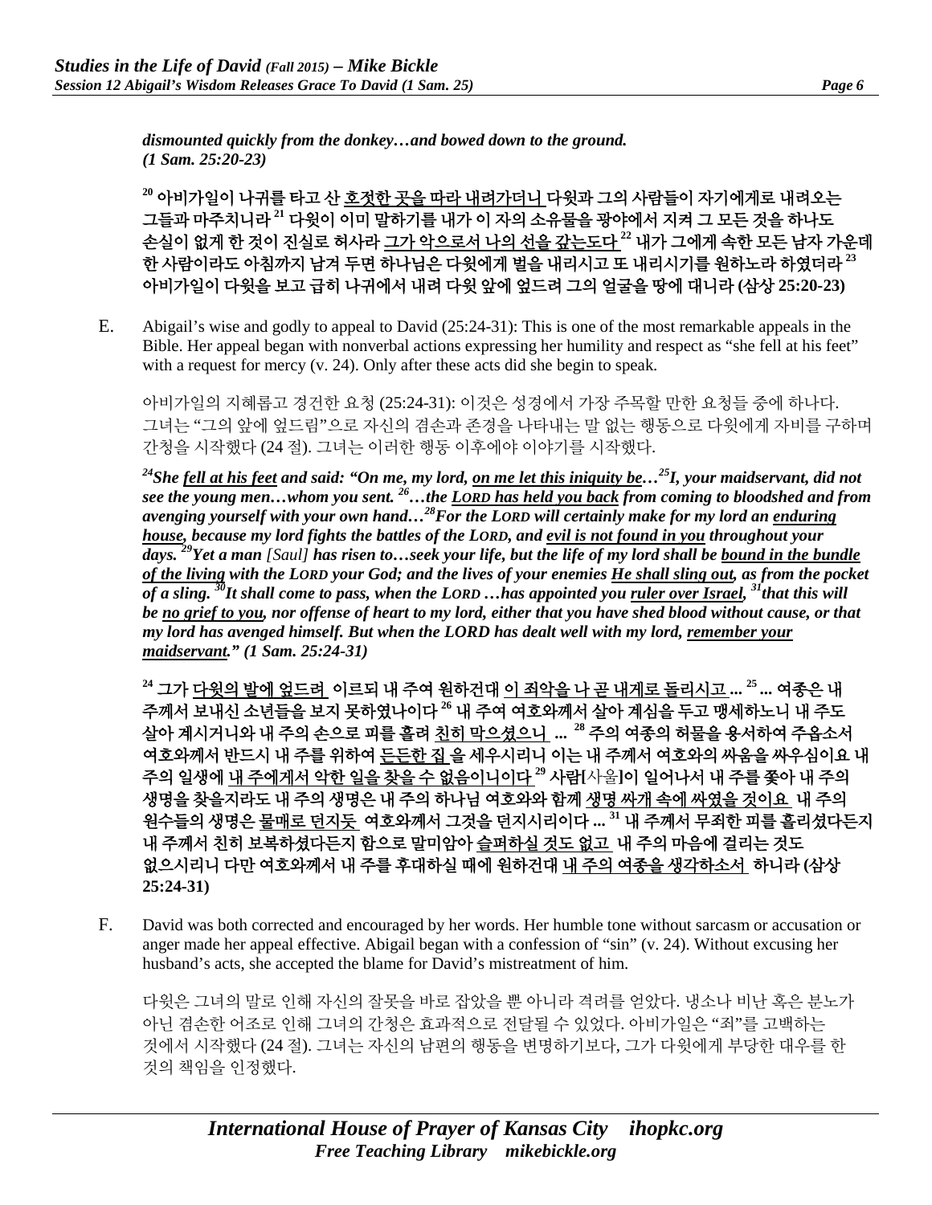***dismounted quickly from the donkey…and bowed down to the ground. (1 Sam. 25:20-23)***

**[20] 아비가일이 나귀를 타고 산 <u>호젓한 곳을 따라 내려가더니</u> 다윗과 그의 사람들이 자기에게로 내려오는 그들과 마주치니라 [21] 다윗이 이미 말하기를 내가 이 자의 소유물을 광야에서 지켜 그 모든 것을 하나도 손실이 없게 한 것이 진실로 허사라 <u>그가 악으로서 나의 선을 갚는도다</u> [22] 내가 그에게 속한 모든 남자 가운데 한 사람이라도 아침까지 남겨 두면 하나님은 다윗에게 벌을 내리시고 또 내리시기를 원하노라 하였더라 [23] 아비가일이 다윗을 보고 급히 나귀에서 내려 다윗 앞에 엎드려 그의 얼굴을 땅에 대니라 (삼상 25:20-23)**

E. Abigail's wise and godly to appeal to David (25:24-31): This is one of the most remarkable appeals in the Bible. Her appeal began with nonverbal actions expressing her humility and respect as "she fell at his feet" with a request for mercy (v. 24). Only after these acts did she begin to speak.

아비가일의 지혜롭고 경건한 요청 (25:24-31): 이것은 성경에서 가장 주목할 만한 요청들 중에 하나다. 그녀는 "그의 앞에 엎드림"으로 자신의 겸손과 존경을 나타내는 말 없는 행동으로 다윗에게 자비를 구하며 간청을 시작했다 (24 절). 그녀는 이러한 행동 이후에야 이야기를 시작했다.

***[24]She <u>fell at his feet</u> and said: "On me, my lord, <u>on me let this iniquity be</u>…[25]I, your maidservant, did not see the young men…whom you sent. [26]…the <u>LORD has held you back</u> from coming to bloodshed and from avenging yourself with your own hand…[28]For the LORD will certainly make for my lord an <u>enduring house</u>, because my lord fights the battles of the LORD, and <u>evil is not found in you</u> throughout your days. [29]Yet a man* [Saul] *has risen to…seek your life, but the life of my lord shall be <u>bound in the bundle of the living</u> with the LORD your God; and the lives of your enemies <u>He shall sling out</u>, as from the pocket of a sling. [30]It shall come to pass, when the LORD …has appointed you <u>ruler over Israel</u>, [31]that this will be <u>no grief to you</u>, nor offense of heart to my lord, either that you have shed blood without cause, or that my lord has avenged himself. But when the LORD has dealt well with my lord, <u>remember your maidservant</u>." (1 Sam. 25:24-31)***

**[24] 그가 <u>다윗의 발에 엎드려</u> 이르되 내 주여 원하건대 <u>이 죄악을 나 곧 내게로 돌리시고</u> ... [25] ... 여종은 내 주께서 보내신 소년들을 보지 못하였나이다 [26] 내 주여 여호와께서 살아 계심을 두고 맹세하노니 내 주도 살아 계시거니와 내 주의 손으로 피를 흘려 <u>친히 막으셨으니</u> ... [28] 주의 여종의 허물을 용서하여 주옵소서 여호와께서 반드시 내 주를 위하여 <u>든든한 집</u> 을 세우시리니 이는 내 주께서 여호와의 싸움을 싸우심이요 내 주의 일생에 <u>내 주에게서 악한 일을 찾을 수 없음이니이다</u> [29] 사람[사울]이 일어나서 내 주를 쫓아 내 주의 생명을 찾을지라도 내 주의 생명은 내 주의 하나님 여호와와 함께 <u>생명 싸개 속에 싸였을 것이요</u> 내 주의 원수들의 생명은 <u>물매로 던지듯</u> 여호와께서 그것을 던지시리이다 ... [31] 내 주께서 무죄한 피를 흘리셨다든지 내 주께서 친히 보복하셨다든지 함으로 말미암아 <u>슬퍼하실 것도 없고</u> 내 주의 마음에 걸리는 것도 없으시리니 다만 여호와께서 내 주를 후대하실 때에 원하건대 <u>내 주의 여종을 생각하소서</u> 하니라 (삼상 25:24-31)**

F. David was both corrected and encouraged by her words. Her humble tone without sarcasm or accusation or anger made her appeal effective. Abigail began with a confession of "sin" (v. 24). Without excusing her husband's acts, she accepted the blame for David's mistreatment of him.

다윗은 그녀의 말로 인해 자신의 잘못을 바로 잡았을 뿐 아니라 격려를 얻었다. 냉소나 비난 혹은 분노가 아닌 겸손한 어조로 인해 그녀의 간청은 효과적으로 전달될 수 있었다. 아비가일은 "죄"를 고백하는 것에서 시작했다 (24 절). 그녀는 자신의 남편의 행동을 변명하기보다, 그가 다윗에게 부당한 대우를 한 것의 책임을 인정했다.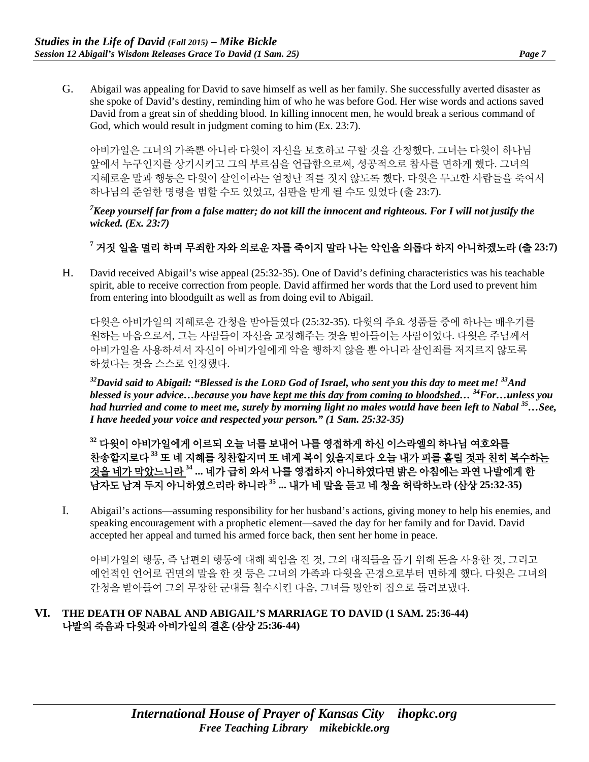G. Abigail was appealing for David to save himself as well as her family. She successfully averted disaster as she spoke of David's destiny, reminding him of who he was before God. Her wise words and actions saved David from a great sin of shedding blood. In killing innocent men, he would break a serious command of God, which would result in judgment coming to him (Ex. 23:7).

아비가일은 그녀의 가족뿐 아니라 다윗이 자신을 보호하고 구할 것을 간청했다. 그녀는 다윗이 하나님 앞에서 누구인지를 상기시키고 그의 부르심을 언급함으로써, 성공적으로 참사를 면하게 했다. 그녀의 지혜로운 말과 행동은 다윗이 살인이라는 엄청난 죄를 짓지 않도록 했다. 다윗은 무고한 사람들을 죽여서 하나님의 준엄한 명령을 범할 수도 있었고, 심판을 받게 될 수도 있었다 (출 23:7).

***[7]Keep yourself far from a false matter; do not kill the innocent and righteous. For I will not justify the wicked. (Ex. 23:7)***

**[7] 거짓 일을 멀리 하며 무죄한 자와 의로운 자를 죽이지 말라 나는 악인을 의롭다 하지 아니하겠노라 (출 23:7)**

H. David received Abigail's wise appeal (25:32-35). One of David's defining characteristics was his teachable spirit, able to receive correction from people. David affirmed her words that the Lord used to prevent him from entering into bloodguilt as well as from doing evil to Abigail.

다윗은 아비가일의 지혜로운 간청을 받아들였다 (25:32-35). 다윗의 주요 성품들 중에 하나는 배우기를 원하는 마음으로서, 그는 사람들이 자신을 교정해주는 것을 받아들이는 사람이었다. 다윗은 주님께서 아비가일을 사용하셔서 자신이 아비가일에게 악을 행하지 않을 뿐 아니라 살인죄를 저지르지 않도록 하셨다는 것을 스스로 인정했다.

***[32]David said to Abigail: "Blessed is the LORD God of Israel, who sent you this day to meet me! [33]And blessed is your advice…because you have <u>kept me this day from coming to bloodshed</u>… [34]For…unless you had hurried and come to meet me, surely by morning light no males would have been left to Nabal [35]…See, I have heeded your voice and respected your person." (1 Sam. 25:32-35)***

**[32] 다윗이 아비가일에게 이르되 오늘 너를 보내어 나를 영접하게 하신 이스라엘의 하나님 여호와를 찬송할지로다 [33] 또 네 지혜를 칭찬할지며 또 네게 복이 있을지로다 오늘 <u>내가 피를 흘릴 것과 친히 복수하는 것을 네가 막았느니라</u> [34] ... 네가 급히 와서 나를 영접하지 아니하였다면 밝은 아침에는 과연 나발에게 한 남자도 남겨 두지 아니하였으리라 하니라 [35] ... 내가 네 말을 듣고 네 청을 허락하노라 (삼상 25:32-35)**

I. Abigail's actions—assuming responsibility for her husband's actions, giving money to help his enemies, and speaking encouragement with a prophetic element—saved the day for her family and for David. David accepted her appeal and turned his armed force back, then sent her home in peace.

아비가일의 행동, 즉 남편의 행동에 대해 책임을 진 것, 그의 대적들을 돕기 위해 돈을 사용한 것, 그리고 예언적인 언어로 권면의 말을 한 것 등은 그녀의 가족과 다윗을 곤경으로부터 면하게 했다. 다윗은 그녀의 간청을 받아들여 그의 무장한 군대를 철수시킨 다음, 그녀를 평안히 집으로 돌려보냈다.

## VI. THE DEATH OF NABAL AND ABIGAIL'S MARRIAGE TO DAVID (1 SAM. 25:36-44) 나발의 죽음과 다윗과 아비가일의 결혼 (삼상 25:36-44)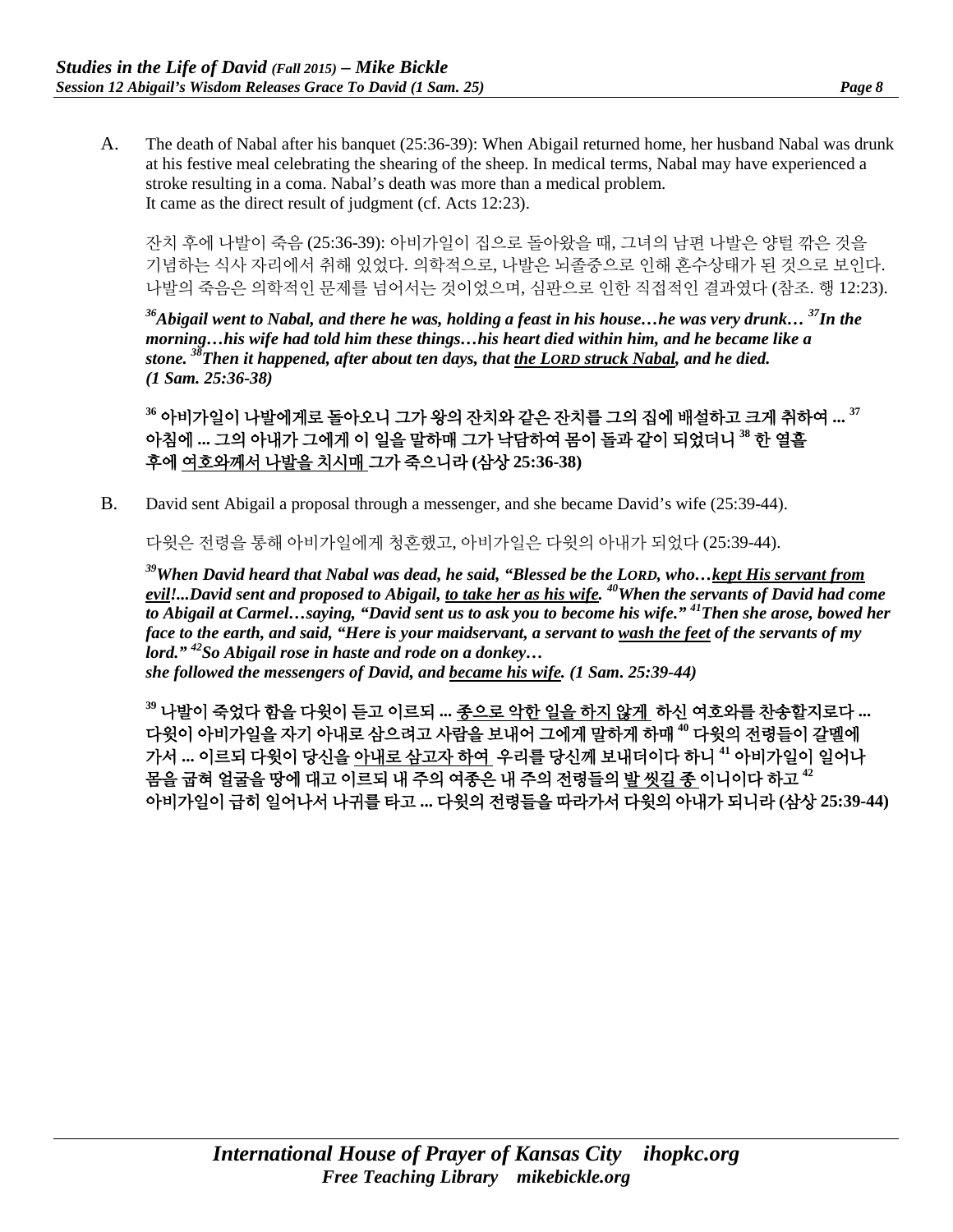A. The death of Nabal after his banquet (25:36-39): When Abigail returned home, her husband Nabal was drunk at his festive meal celebrating the shearing of the sheep. In medical terms, Nabal may have experienced a stroke resulting in a coma. Nabal's death was more than a medical problem. It came as the direct result of judgment (cf. Acts 12:23).

잔치 후에 나발이 죽음 (25:36-39): 아비가일이 집으로 돌아왔을 때, 그녀의 남편 나발은 양털 깎은 것을 기념하는 식사 자리에서 취해 있었다. 의학적으로, 나발은 뇌졸중으로 인해 혼수상태가 된 것으로 보인다. 나발의 죽음은 의학적인 문제를 넘어서는 것이었으며, 심판으로 인한 직접적인 결과였다 (참조. 행 12:23).

***[36]Abigail went to Nabal, and there he was, holding a feast in his house…he was very drunk… [37]In the morning…his wife had told him these things…his heart died within him, and he became like a stone. [38]Then it happened, after about ten days, that <u>the LORD struck Nabal</u>, and he died. (1 Sam. 25:36-38)***

**[36] 아비가일이 나발에게로 돌아오니 그가 왕의 잔치와 같은 잔치를 그의 집에 배설하고 크게 취하여 ... [37] 아침에 ... 그의 아내가 그에게 이 일을 말하매 그가 낙담하여 몸이 돌과 같이 되었더니 [38] 한 열흘 후에 <u>여호와께서 나발을 치시매</u> 그가 죽으니라 (삼상 25:36-38)**

B. David sent Abigail a proposal through a messenger, and she became David's wife (25:39-44).

다윗은 전령을 통해 아비가일에게 청혼했고, 아비가일은 다윗의 아내가 되었다 (25:39-44).

***[39]When David heard that Nabal was dead, he said, "Blessed be the LORD, who…<u>kept His servant from evil</u>!...David sent and proposed to Abigail, <u>to take her as his wife</u>. [40]When the servants of David had come to Abigail at Carmel…saying, "David sent us to ask you to become his wife." [41]Then she arose, bowed her face to the earth, and said, "Here is your maidservant, a servant to <u>wash the feet</u> of the servants of my lord." [42]So Abigail rose in haste and rode on a donkey… she followed the messengers of David, and <u>became his wife</u>. (1 Sam. 25:39-44)***

**[39] 나발이 죽었다 함을 다윗이 듣고 이르되 ... <u>종으로 악한 일을 하지 않게</u> 하신 여호와를 찬송할지로다 ... 다윗이 아비가일을 자기 아내로 삼으려고 사람을 보내어 그에게 말하게 하매 [40] 다윗의 전령들이 갈멜에 가서 ... 이르되 다윗이 당신을 <u>아내로 삼고자 하여</u> 우리를 당신께 보내더이다 하니 [41] 아비가일이 일어나 몸을 굽혀 얼굴을 땅에 대고 이르되 내 주의 여종은 내 주의 전령들의 <u>발 씻길 종</u> 이니이다 하고 [42] 아비가일이 급히 일어나서 나귀를 타고 ... 다윗의 전령들을 따라가서 다윗의 아내가 되니라 (삼상 25:39-44)**